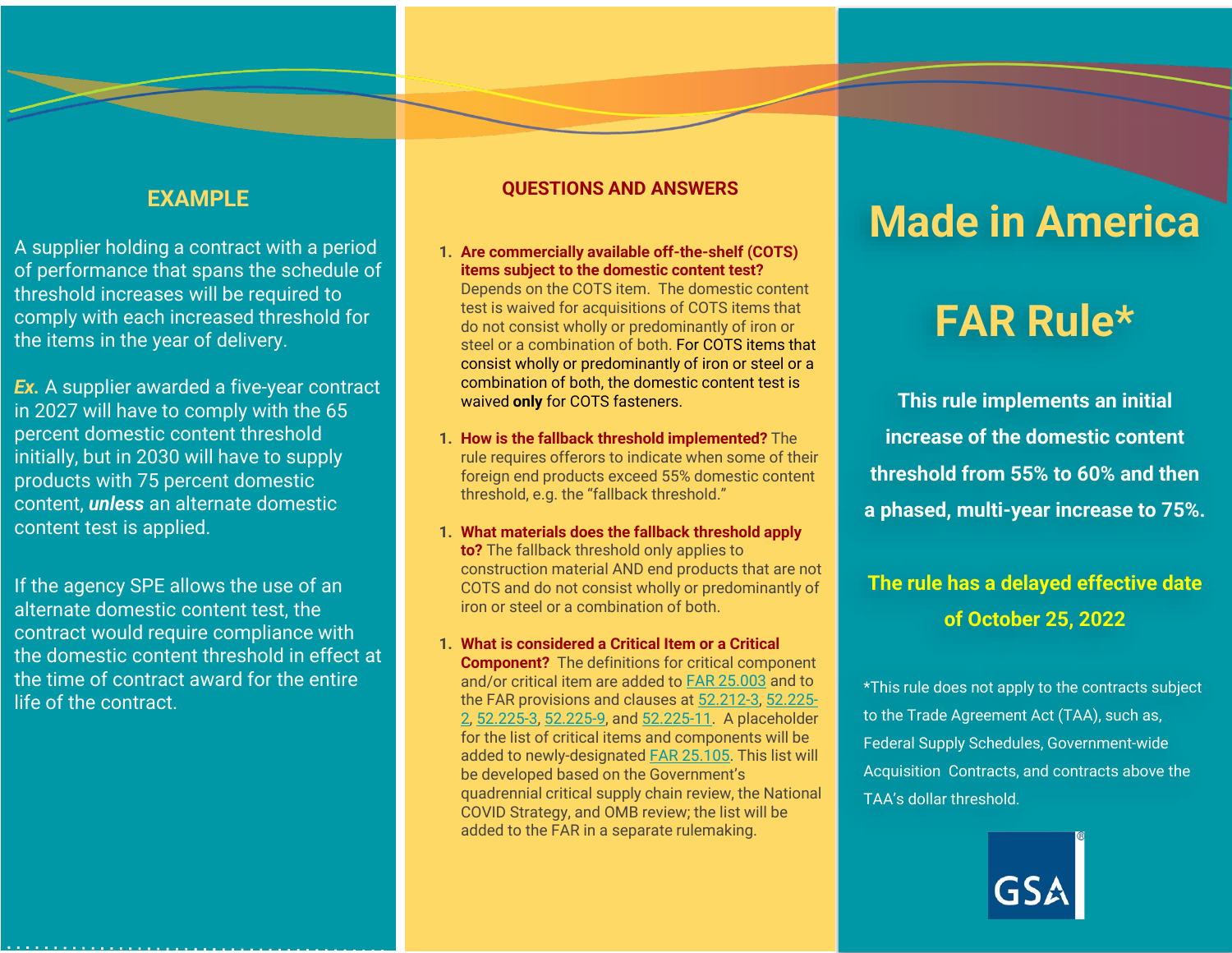## EXAMPLE

A supplier holding a contract with a period of performance that spans the schedule of threshold increases will be required to comply with each increased threshold for the items in the year of delivery.

***Ex.*** A supplier awarded a five-year contract in 2027 will have to comply with the 65 percent domestic content threshold initially, but in 2030 will have to supply products with 75 percent domestic content, ***unless*** an alternate domestic content test is applied.

If the agency SPE allows the use of an alternate domestic content test, the contract would require compliance with the domestic content threshold in effect at the time of contract award for the entire life of the contract.

## QUESTIONS AND ANSWERS

1. **Are commercially available off-the-shelf (COTS) items subject to the domestic content test?** Depends on the COTS item. The domestic content test is waived for acquisitions of COTS items that do not consist wholly or predominantly of iron or steel or a combination of both. For COTS items that consist wholly or predominantly of iron or steel or a combination of both, the domestic content test is waived **only** for COTS fasteners.

1. **How is the fallback threshold implemented?** The rule requires offerors to indicate when some of their foreign end products exceed 55% domestic content threshold, e.g. the "fallback threshold."

1. **What materials does the fallback threshold apply to?** The fallback threshold only applies to construction material AND end products that are not COTS and do not consist wholly or predominantly of iron or steel or a combination of both.

1. **What is considered a Critical Item or a Critical Component?** The definitions for critical component and/or critical item are added to FAR 25.003 and to the FAR provisions and clauses at 52.212-3, 52.225-2, 52.225-3, 52.225-9, and 52.225-11. A placeholder for the list of critical items and components will be added to newly-designated FAR 25.105. This list will be developed based on the Government's quadrennial critical supply chain review, the National COVID Strategy, and OMB review; the list will be added to the FAR in a separate rulemaking.

# Made in America FAR Rule*

**This rule implements an initial increase of the domestic content threshold from 55% to 60% and then a phased, multi-year increase to 75%.**

**The rule has a delayed effective date of October 25, 2022**

*This rule does not apply to the contracts subject to the Trade Agreement Act (TAA), such as, Federal Supply Schedules, Government-wide Acquisition Contracts, and contracts above the TAA's dollar threshold.

GSA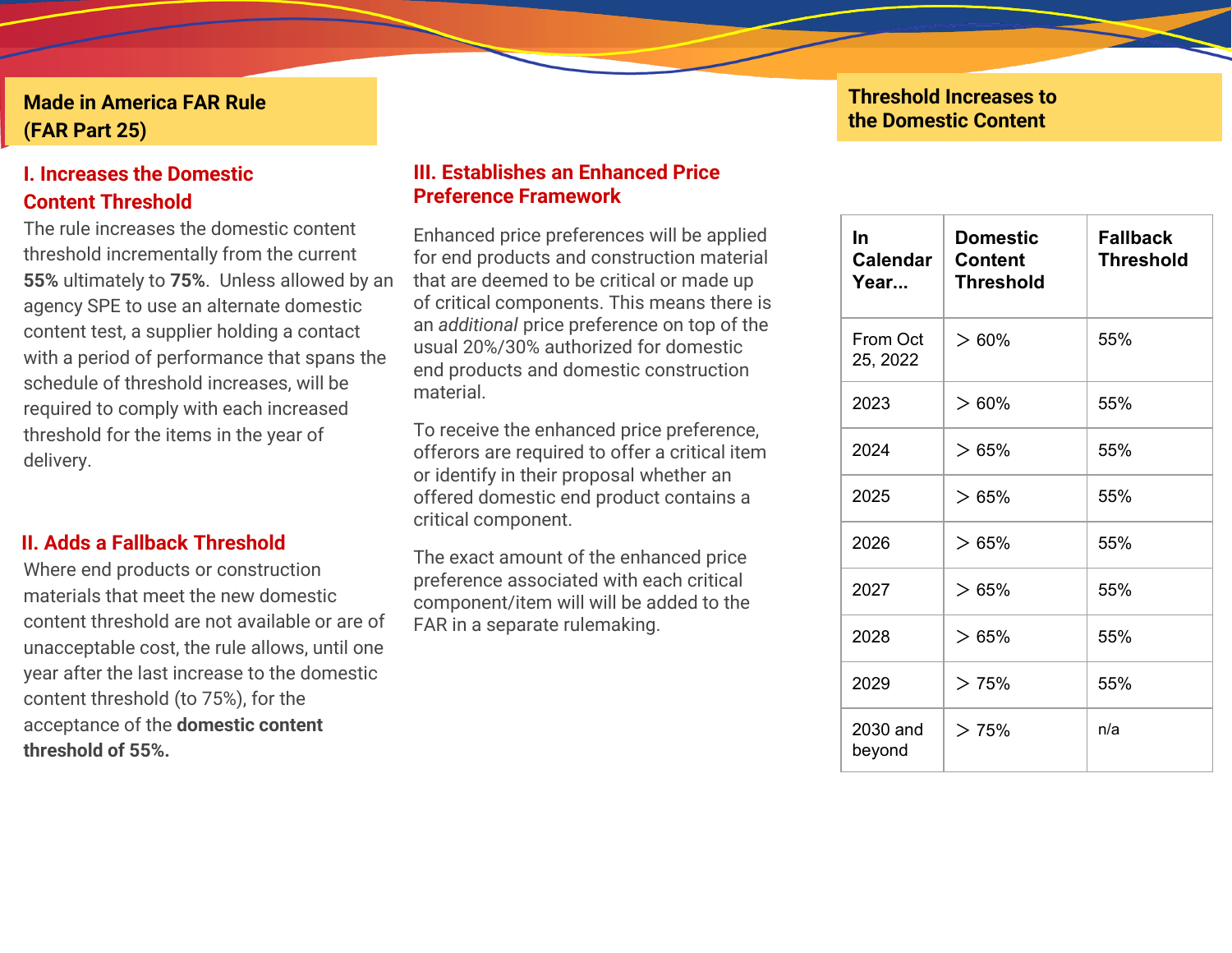## Made in America FAR Rule (FAR Part 25)

### I. Increases the Domestic Content Threshold

The rule increases the domestic content threshold incrementally from the current **55%** ultimately to **75%**. Unless allowed by an agency SPE to use an alternate domestic content test, a supplier holding a contact with a period of performance that spans the schedule of threshold increases, will be required to comply with each increased threshold for the items in the year of delivery.

### II. Adds a Fallback Threshold

Where end products or construction materials that meet the new domestic content threshold are not available or are of unacceptable cost, the rule allows, until one year after the last increase to the domestic content threshold (to 75%), for the acceptance of the **domestic content threshold of 55%.**

### III. Establishes an Enhanced Price Preference Framework

Enhanced price preferences will be applied for end products and construction material that are deemed to be critical or made up of critical components. This means there is an *additional* price preference on top of the usual 20%/30% authorized for domestic end products and domestic construction material.

To receive the enhanced price preference, offerors are required to offer a critical item or identify in their proposal whether an offered domestic end product contains a critical component.

The exact amount of the enhanced price preference associated with each critical component/item will will be added to the FAR in a separate rulemaking.

## Threshold Increases to the Domestic Content

| In Calendar Year... | Domestic Content Threshold | Fallback Threshold |
|---|---|---|
| From Oct 25, 2022 | > 60% | 55% |
| 2023 | > 60% | 55% |
| 2024 | > 65% | 55% |
| 2025 | > 65% | 55% |
| 2026 | > 65% | 55% |
| 2027 | > 65% | 55% |
| 2028 | > 65% | 55% |
| 2029 | > 75% | 55% |
| 2030 and beyond | > 75% | n/a |